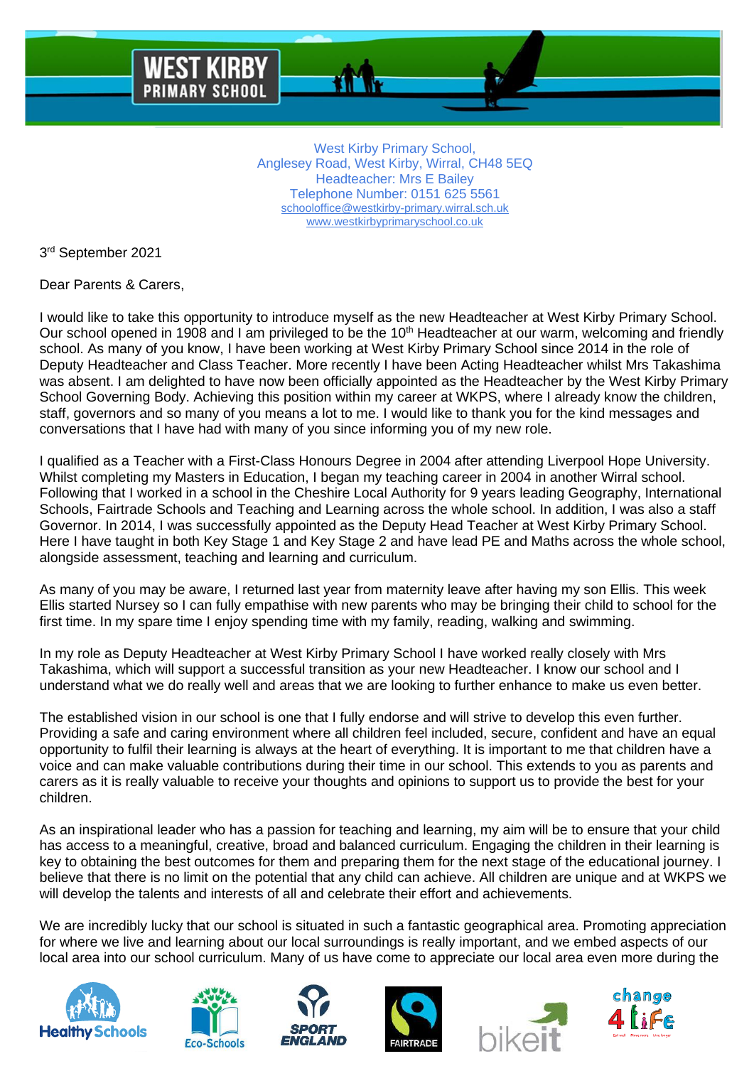West Kirby Primary School,
Anglesey Road, West Kirby, Wirral, CH48 5EQ
Headteacher: Mrs E Bailey
Telephone Number: 0151 625 5561
schooloffice@westkirby-primary.wirral.sch.uk
www.westkirbyprimaryschool.co.uk

3rd September 2021

Dear Parents & Carers,

I would like to take this opportunity to introduce myself as the new Headteacher at West Kirby Primary School. Our school opened in 1908 and I am privileged to be the 10th Headteacher at our warm, welcoming and friendly school. As many of you know, I have been working at West Kirby Primary School since 2014 in the role of Deputy Headteacher and Class Teacher. More recently I have been Acting Headteacher whilst Mrs Takashima was absent. I am delighted to have now been officially appointed as the Headteacher by the West Kirby Primary School Governing Body. Achieving this position within my career at WKPS, where I already know the children, staff, governors and so many of you means a lot to me. I would like to thank you for the kind messages and conversations that I have had with many of you since informing you of my new role.

I qualified as a Teacher with a First-Class Honours Degree in 2004 after attending Liverpool Hope University. Whilst completing my Masters in Education, I began my teaching career in 2004 in another Wirral school. Following that I worked in a school in the Cheshire Local Authority for 9 years leading Geography, International Schools, Fairtrade Schools and Teaching and Learning across the whole school. In addition, I was also a staff Governor. In 2014, I was successfully appointed as the Deputy Head Teacher at West Kirby Primary School. Here I have taught in both Key Stage 1 and Key Stage 2 and have lead PE and Maths across the whole school, alongside assessment, teaching and learning and curriculum.

As many of you may be aware, I returned last year from maternity leave after having my son Ellis. This week Ellis started Nursey so I can fully empathise with new parents who may be bringing their child to school for the first time. In my spare time I enjoy spending time with my family, reading, walking and swimming.

In my role as Deputy Headteacher at West Kirby Primary School I have worked really closely with Mrs Takashima, which will support a successful transition as your new Headteacher. I know our school and I understand what we do really well and areas that we are looking to further enhance to make us even better.

The established vision in our school is one that I fully endorse and will strive to develop this even further. Providing a safe and caring environment where all children feel included, secure, confident and have an equal opportunity to fulfil their learning is always at the heart of everything. It is important to me that children have a voice and can make valuable contributions during their time in our school. This extends to you as parents and carers as it is really valuable to receive your thoughts and opinions to support us to provide the best for your children.

As an inspirational leader who has a passion for teaching and learning, my aim will be to ensure that your child has access to a meaningful, creative, broad and balanced curriculum. Engaging the children in their learning is key to obtaining the best outcomes for them and preparing them for the next stage of the educational journey. I believe that there is no limit on the potential that any child can achieve. All children are unique and at WKPS we will develop the talents and interests of all and celebrate their effort and achievements.

We are incredibly lucky that our school is situated in such a fantastic geographical area. Promoting appreciation for where we live and learning about our local surroundings is really important, and we embed aspects of our local area into our school curriculum. Many of us have come to appreciate our local area even more during the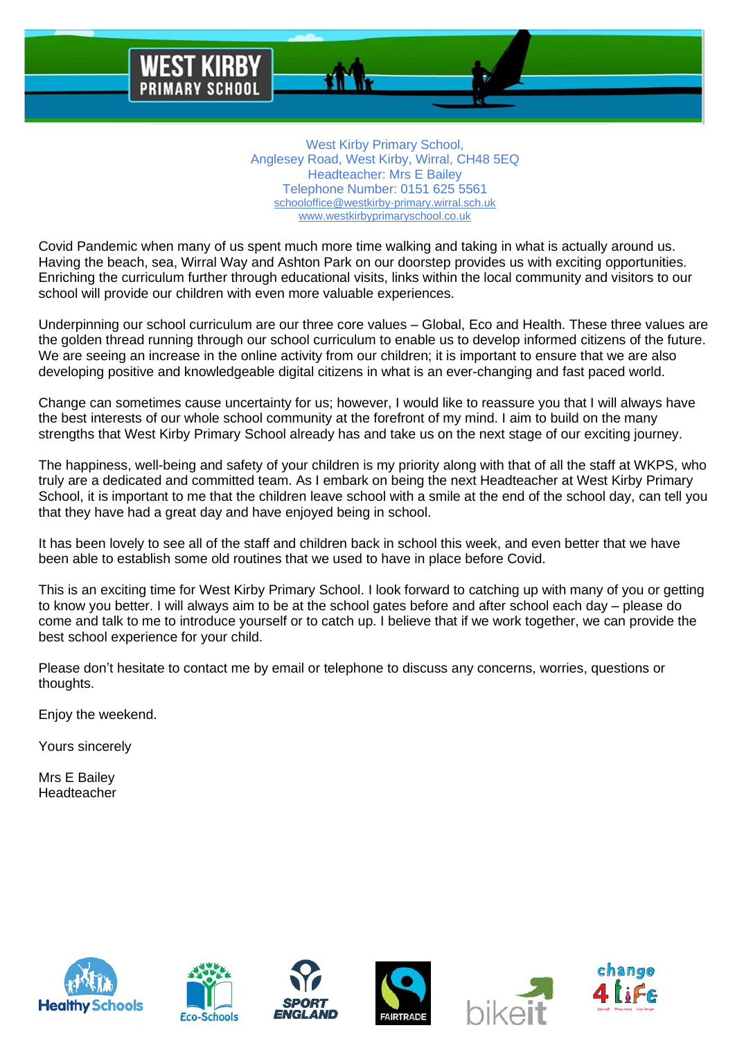West Kirby Primary School,
Anglesey Road, West Kirby, Wirral, CH48 5EQ
Headteacher: Mrs E Bailey
Telephone Number: 0151 625 5561
schooloffice@westkirby-primary.wirral.sch.uk
www.westkirbyprimaryschool.co.uk

Covid Pandemic when many of us spent much more time walking and taking in what is actually around us. Having the beach, sea, Wirral Way and Ashton Park on our doorstep provides us with exciting opportunities. Enriching the curriculum further through educational visits, links within the local community and visitors to our school will provide our children with even more valuable experiences.

Underpinning our school curriculum are our three core values – Global, Eco and Health. These three values are the golden thread running through our school curriculum to enable us to develop informed citizens of the future. We are seeing an increase in the online activity from our children; it is important to ensure that we are also developing positive and knowledgeable digital citizens in what is an ever-changing and fast paced world.

Change can sometimes cause uncertainty for us; however, I would like to reassure you that I will always have the best interests of our whole school community at the forefront of my mind. I aim to build on the many strengths that West Kirby Primary School already has and take us on the next stage of our exciting journey.

The happiness, well-being and safety of your children is my priority along with that of all the staff at WKPS, who truly are a dedicated and committed team. As I embark on being the next Headteacher at West Kirby Primary School, it is important to me that the children leave school with a smile at the end of the school day, can tell you that they have had a great day and have enjoyed being in school.

It has been lovely to see all of the staff and children back in school this week, and even better that we have been able to establish some old routines that we used to have in place before Covid.

This is an exciting time for West Kirby Primary School. I look forward to catching up with many of you or getting to know you better. I will always aim to be at the school gates before and after school each day – please do come and talk to me to introduce yourself or to catch up. I believe that if we work together, we can provide the best school experience for your child.

Please don't hesitate to contact me by email or telephone to discuss any concerns, worries, questions or thoughts.

Enjoy the weekend.

Yours sincerely

Mrs E Bailey
Headteacher